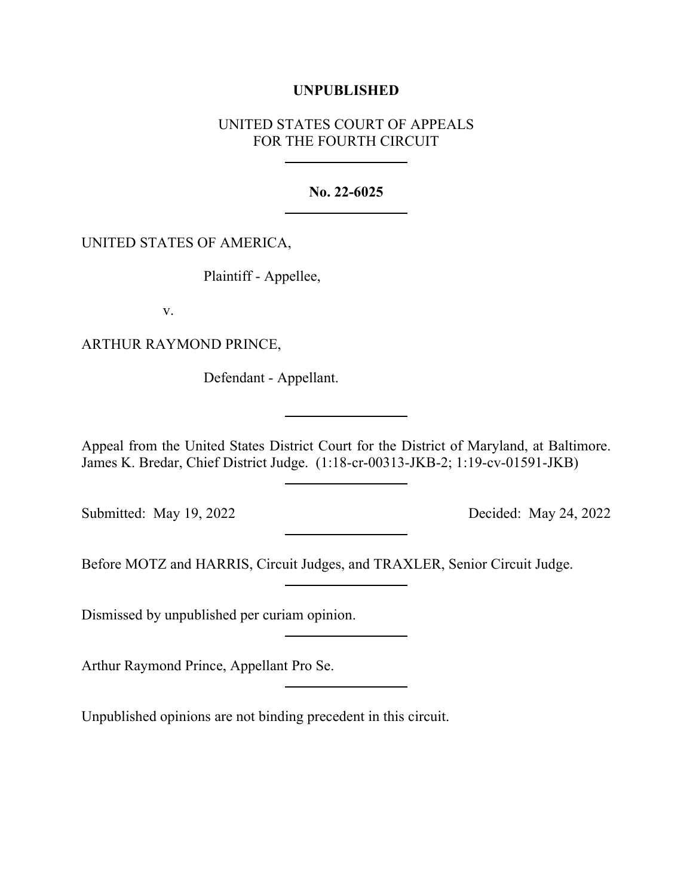**UNPUBLISHED**

UNITED STATES COURT OF APPEALS
FOR THE FOURTH CIRCUIT

---

**No. 22-6025**

---

UNITED STATES OF AMERICA,

Plaintiff - Appellee,

v.

ARTHUR RAYMOND PRINCE,

Defendant - Appellant.

---

Appeal from the United States District Court for the District of Maryland, at Baltimore. James K. Bredar, Chief District Judge. (1:18-cr-00313-JKB-2; 1:19-cv-01591-JKB)

---

Submitted: May 19, 2022 Decided: May 24, 2022

---

Before MOTZ and HARRIS, Circuit Judges, and TRAXLER, Senior Circuit Judge.

---

Dismissed by unpublished per curiam opinion.

---

Arthur Raymond Prince, Appellant Pro Se.

---

Unpublished opinions are not binding precedent in this circuit.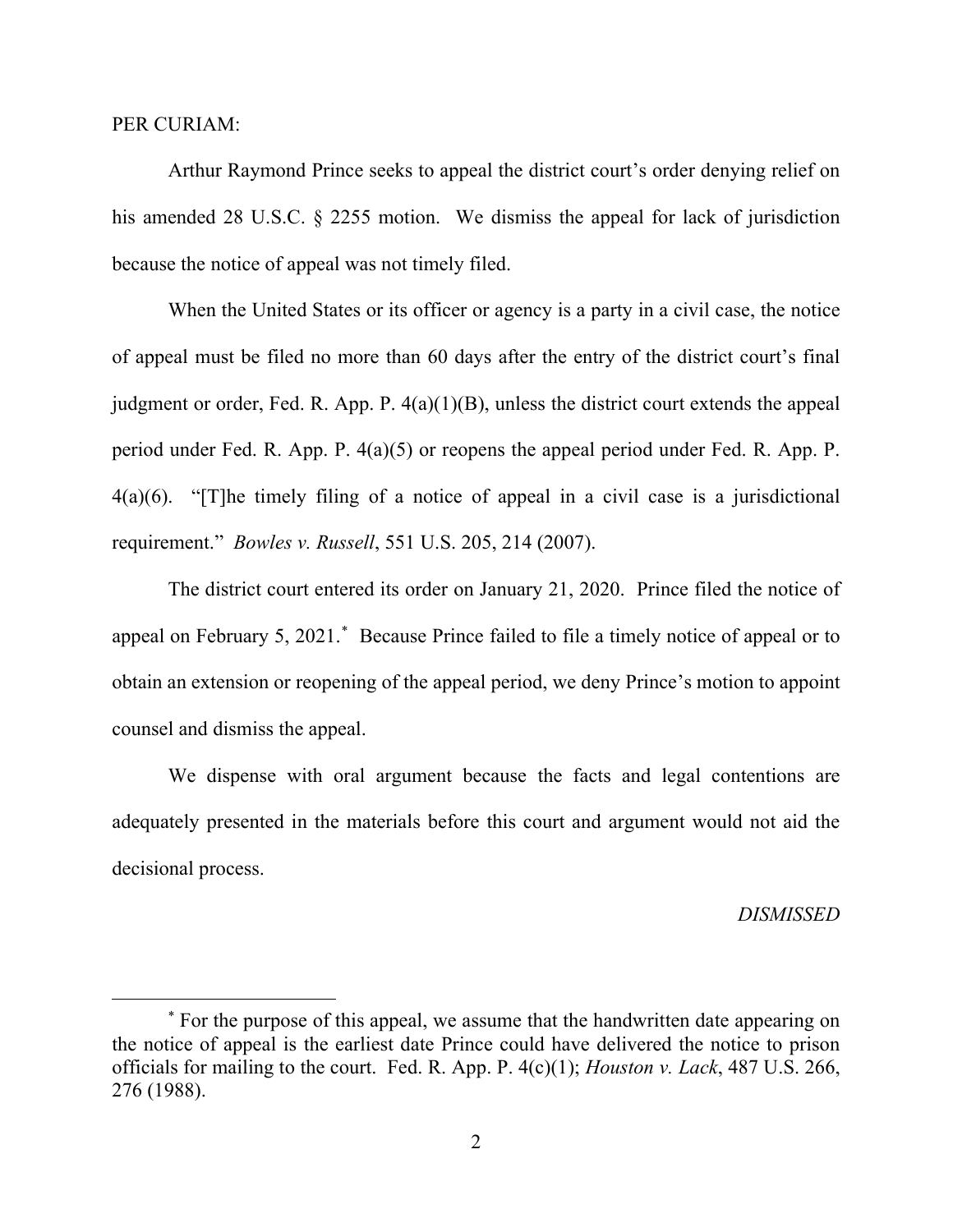PER CURIAM:

Arthur Raymond Prince seeks to appeal the district court's order denying relief on his amended 28 U.S.C. § 2255 motion. We dismiss the appeal for lack of jurisdiction because the notice of appeal was not timely filed.

When the United States or its officer or agency is a party in a civil case, the notice of appeal must be filed no more than 60 days after the entry of the district court's final judgment or order, Fed. R. App. P. 4(a)(1)(B), unless the district court extends the appeal period under Fed. R. App. P. 4(a)(5) or reopens the appeal period under Fed. R. App. P. 4(a)(6). "[T]he timely filing of a notice of appeal in a civil case is a jurisdictional requirement." *Bowles v. Russell*, 551 U.S. 205, 214 (2007).

The district court entered its order on January 21, 2020. Prince filed the notice of appeal on February 5, 2021.[*] Because Prince failed to file a timely notice of appeal or to obtain an extension or reopening of the appeal period, we deny Prince's motion to appoint counsel and dismiss the appeal.

We dispense with oral argument because the facts and legal contentions are adequately presented in the materials before this court and argument would not aid the decisional process.

*DISMISSED*

---

[*] For the purpose of this appeal, we assume that the handwritten date appearing on the notice of appeal is the earliest date Prince could have delivered the notice to prison officials for mailing to the court. Fed. R. App. P. 4(c)(1); *Houston v. Lack*, 487 U.S. 266, 276 (1988).